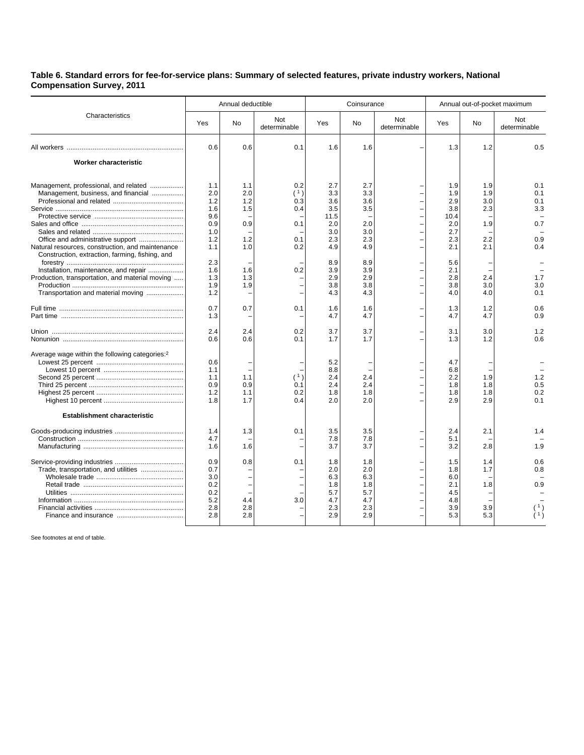**Table 6. Standard errors for fee-for-service plans: Summary of selected features, private industry workers, National Compensation Survey, 2011**

| Characteristics | Annual deductible | | | Coinsurance | | | Annual out-of-pocket maximum | | |
|---|---|---|---|---|---|---|---|---|---|
| | Yes | No | Not determinable | Yes | No | Not determinable | Yes | No | Not determinable |
| All workers | 0.6 | 0.6 | 0.1 | 1.6 | 1.6 | – | 1.3 | 1.2 | 0.5 |
| **Worker characteristic** | | | | | | | | | |
| Management, professional, and related | 1.1 | 1.1 | 0.2 | 2.7 | 2.7 | – | 1.9 | 1.9 | 0.1 |
| Management, business, and financial | 2.0 | 2.0 | ( [1] ) | 3.3 | 3.3 | – | 1.9 | 1.9 | 0.1 |
| Professional and related | 1.2 | 1.2 | 0.3 | 3.6 | 3.6 | – | 2.9 | 3.0 | 0.1 |
| Service | 1.6 | 1.5 | 0.4 | 3.5 | 3.5 | – | 3.8 | 2.3 | 3.3 |
| Protective service | 9.6 | – | – | 11.5 | – | – | 10.4 | – | – |
| Sales and office | 0.9 | 0.9 | 0.1 | 2.0 | 2.0 | – | 2.0 | 1.9 | 0.7 |
| Sales and related | 1.0 | – | – | 3.0 | 3.0 | – | 2.7 | – | – |
| Office and administrative support | 1.2 | 1.2 | 0.1 | 2.3 | 2.3 | – | 2.3 | 2.2 | 0.9 |
| Natural resources, construction, and maintenance | 1.1 | 1.0 | 0.2 | 4.9 | 4.9 | – | 2.1 | 2.1 | 0.4 |
| Construction, extraction, farming, fishing, and forestry | 2.3 | – | – | 8.9 | 8.9 | – | 5.6 | – | – |
| Installation, maintenance, and repair | 1.6 | 1.6 | 0.2 | 3.9 | 3.9 | – | 2.1 | – | – |
| Production, transportation, and material moving | 1.3 | 1.3 | – | 2.9 | 2.9 | – | 2.8 | 2.4 | 1.7 |
| Production | 1.9 | 1.9 | – | 3.8 | 3.8 | – | 3.8 | 3.0 | 3.0 |
| Transportation and material moving | 1.2 | – | – | 4.3 | 4.3 | – | 4.0 | 4.0 | 0.1 |
| Full time | 0.7 | 0.7 | 0.1 | 1.6 | 1.6 | – | 1.3 | 1.2 | 0.6 |
| Part time | 1.3 | – | – | 4.7 | 4.7 | – | 4.7 | 4.7 | 0.9 |
| Union | 2.4 | 2.4 | 0.2 | 3.7 | 3.7 | – | 3.1 | 3.0 | 1.2 |
| Nonunion | 0.6 | 0.6 | 0.1 | 1.7 | 1.7 | – | 1.3 | 1.2 | 0.6 |
| Average wage within the following categories:[2] | | | | | | | | | |
| Lowest 25 percent | 0.6 | – | – | 5.2 | – | – | 4.7 | – | – |
| Lowest 10 percent | 1.1 | – | – | 8.8 | – | – | 6.8 | – | – |
| Second 25 percent | 1.1 | 1.1 | ( [1] ) | 2.4 | 2.4 | – | 2.2 | 1.9 | 1.2 |
| Third 25 percent | 0.9 | 0.9 | 0.1 | 2.4 | 2.4 | – | 1.8 | 1.8 | 0.5 |
| Highest 25 percent | 1.2 | 1.1 | 0.2 | 1.8 | 1.8 | – | 1.8 | 1.8 | 0.2 |
| Highest 10 percent | 1.8 | 1.7 | 0.4 | 2.0 | 2.0 | – | 2.9 | 2.9 | 0.1 |
| **Establishment characteristic** | | | | | | | | | |
| Goods-producing industries | 1.4 | 1.3 | 0.1 | 3.5 | 3.5 | – | 2.4 | 2.1 | 1.4 |
| Construction | 4.7 | – | – | 7.8 | 7.8 | – | 5.1 | – | – |
| Manufacturing | 1.6 | 1.6 | – | 3.7 | 3.7 | – | 3.2 | 2.8 | 1.9 |
| Service-providing industries | 0.9 | 0.8 | 0.1 | 1.8 | 1.8 | – | 1.5 | 1.4 | 0.6 |
| Trade, transportation, and utilities | 0.7 | – | – | 2.0 | 2.0 | – | 1.8 | 1.7 | 0.8 |
| Wholesale trade | 3.0 | – | – | 6.3 | 6.3 | – | 6.0 | – | – |
| Retail trade | 0.2 | – | – | 1.8 | 1.8 | – | 2.1 | 1.8 | 0.9 |
| Utilities | 0.2 | – | – | 5.7 | 5.7 | – | 4.5 | – | – |
| Information | 5.2 | 4.4 | 3.0 | 4.7 | 4.7 | – | 4.8 | – | – |
| Financial activities | 2.8 | 2.8 | – | 2.3 | 2.3 | – | 3.9 | 3.9 | ( [1] ) |
| Finance and insurance | 2.8 | 2.8 | – | 2.9 | 2.9 | – | 5.3 | 5.3 | ( [1] ) |

See footnotes at end of table.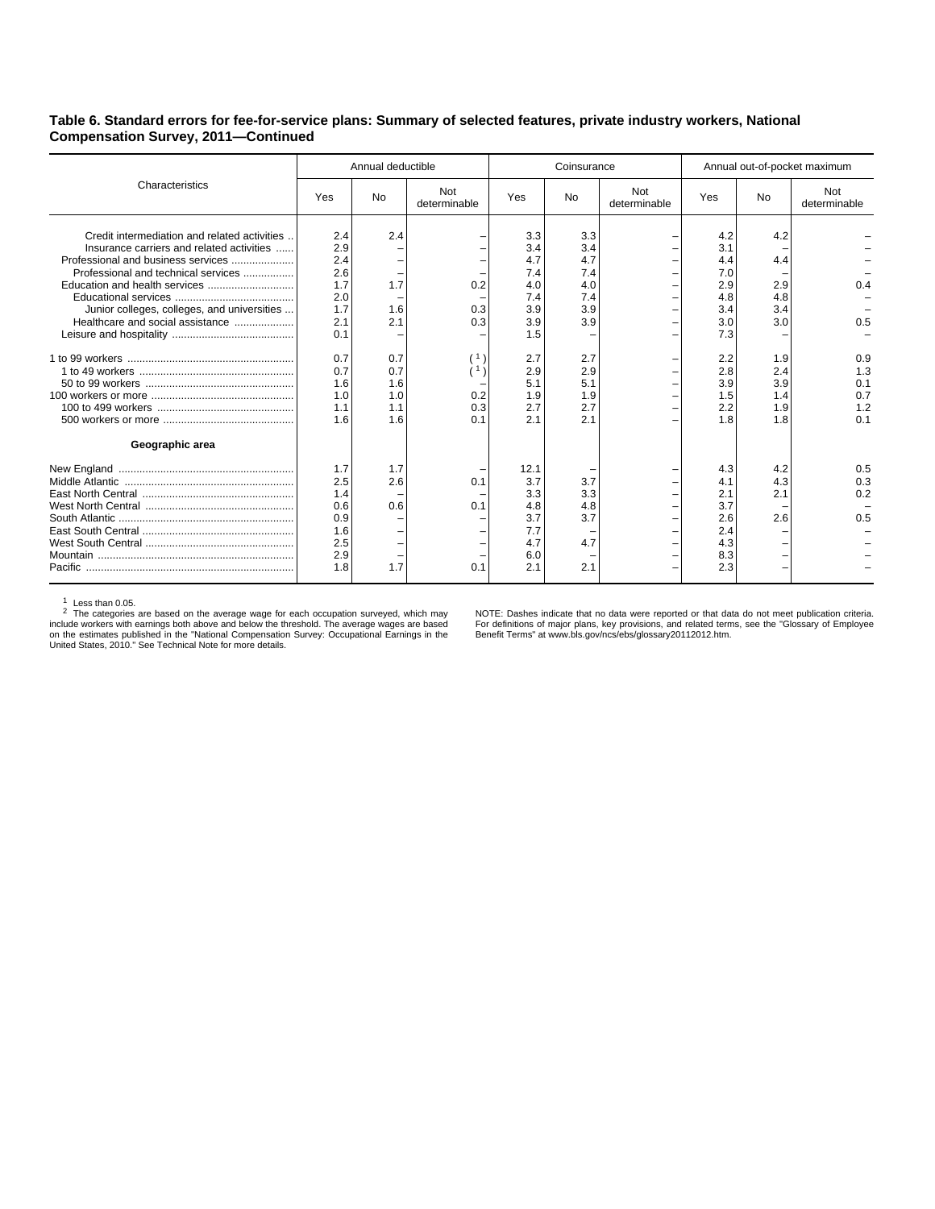**Table 6. Standard errors for fee-for-service plans: Summary of selected features, private industry workers, National Compensation Survey, 2011—Continued**

| Characteristics | Annual deductible | | | Coinsurance | | | Annual out-of-pocket maximum | | |
|---|---|---|---|---|---|---|---|---|---|
| | Yes | No | Not determinable | Yes | No | Not determinable | Yes | No | Not determinable |
| Credit intermediation and related activities | 2.4 | 2.4 | – | 3.3 | 3.3 | – | 4.2 | 4.2 | – |
| Insurance carriers and related activities | 2.9 | – | – | 3.4 | 3.4 | – | 3.1 | – | – |
| Professional and business services | 2.4 | – | – | 4.7 | 4.7 | – | 4.4 | 4.4 | – |
| Professional and technical services | 2.6 | – | – | 7.4 | 7.4 | – | 7.0 | – | – |
| Education and health services | 1.7 | 1.7 | 0.2 | 4.0 | 4.0 | – | 2.9 | 2.9 | 0.4 |
| Educational services | 2.0 | – | – | 7.4 | 7.4 | – | 4.8 | 4.8 | – |
| Junior colleges, colleges, and universities | 1.7 | 1.6 | 0.3 | 3.9 | 3.9 | – | 3.4 | 3.4 | – |
| Healthcare and social assistance | 2.1 | 2.1 | 0.3 | 3.9 | 3.9 | – | 3.0 | 3.0 | 0.5 |
| Leisure and hospitality | 0.1 | – | – | 1.5 | – | – | 7.3 | – | – |
| 1 to 99 workers | 0.7 | 0.7 | ([1]) | 2.7 | 2.7 | – | 2.2 | 1.9 | 0.9 |
| 1 to 49 workers | 0.7 | 0.7 | ([1]) | 2.9 | 2.9 | – | 2.8 | 2.4 | 1.3 |
| 50 to 99 workers | 1.6 | 1.6 | – | 5.1 | 5.1 | – | 3.9 | 3.9 | 0.1 |
| 100 workers or more | 1.0 | 1.0 | 0.2 | 1.9 | 1.9 | – | 1.5 | 1.4 | 0.7 |
| 100 to 499 workers | 1.1 | 1.1 | 0.3 | 2.7 | 2.7 | – | 2.2 | 1.9 | 1.2 |
| 500 workers or more | 1.6 | 1.6 | 0.1 | 2.1 | 2.1 | – | 1.8 | 1.8 | 0.1 |
| **Geographic area** | | | | | | | | | |
| New England | 1.7 | 1.7 | – | 12.1 | – | – | 4.3 | 4.2 | 0.5 |
| Middle Atlantic | 2.5 | 2.6 | 0.1 | 3.7 | 3.7 | – | 4.1 | 4.3 | 0.3 |
| East North Central | 1.4 | – | – | 3.3 | 3.3 | – | 2.1 | 2.1 | 0.2 |
| West North Central | 0.6 | 0.6 | 0.1 | 4.8 | 4.8 | – | 3.7 | – | – |
| South Atlantic | 0.9 | – | – | 3.7 | 3.7 | – | 2.6 | 2.6 | 0.5 |
| East South Central | 1.6 | – | – | 7.7 | – | – | 2.4 | – | – |
| West South Central | 2.5 | – | – | 4.7 | 4.7 | – | 4.3 | – | – |
| Mountain | 2.9 | – | – | 6.0 | – | – | 8.3 | – | – |
| Pacific | 1.8 | 1.7 | 0.1 | 2.1 | 2.1 | – | 2.3 | – | – |

[1] Less than 0.05.

[2] The categories are based on the average wage for each occupation surveyed, which may include workers with earnings both above and below the threshold. The average wages are based on the estimates published in the "National Compensation Survey: Occupational Earnings in the United States, 2010." See Technical Note for more details.

NOTE: Dashes indicate that no data were reported or that data do not meet publication criteria. For definitions of major plans, key provisions, and related terms, see the "Glossary of Employee Benefit Terms" at www.bls.gov/ncs/ebs/glossary20112012.htm.